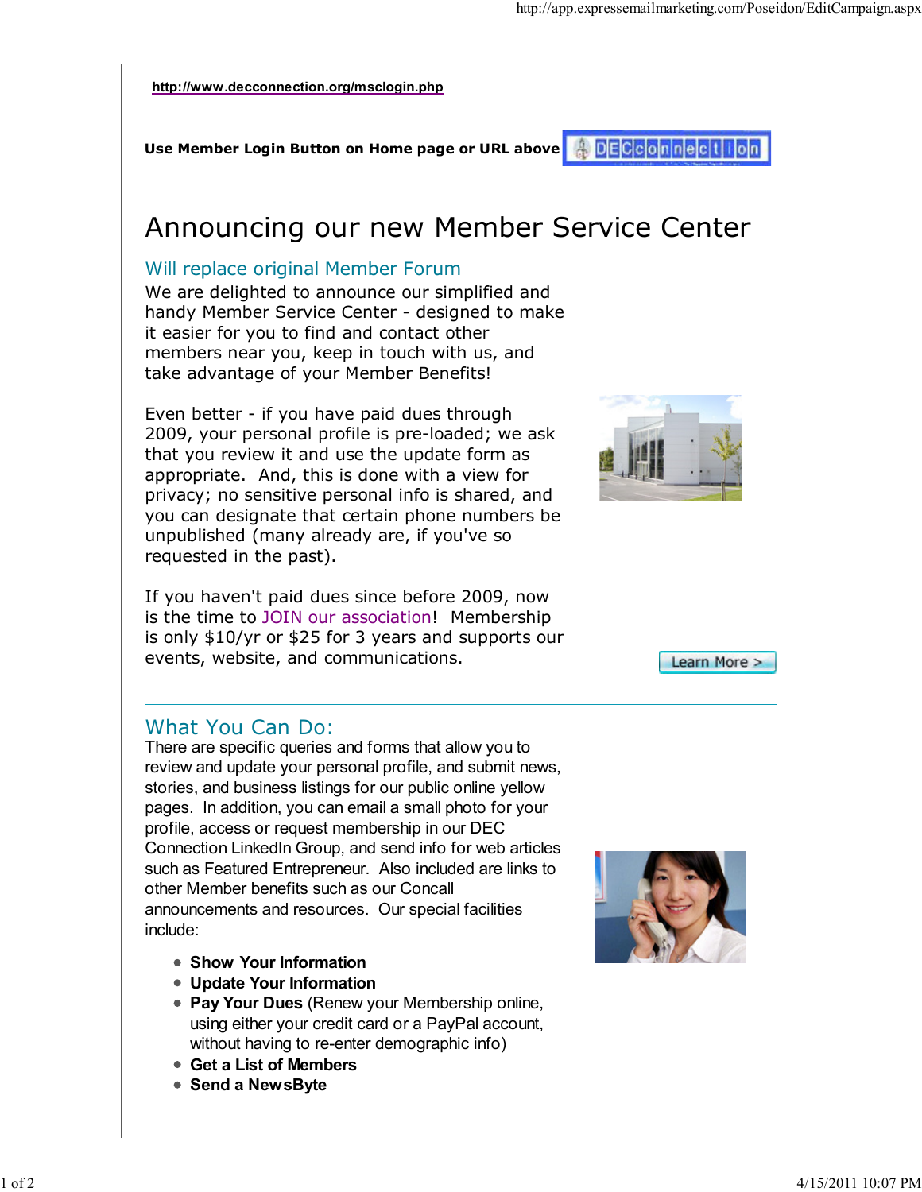http://www.decconnection.org/msclogin.php

**Use Member Login Button on Home page or URL above**

# Announcing our new Member Service Center

## Will replace original Member Forum

We are delighted to announce our simplified and handy Member Service Center - designed to make it easier for you to find and contact other members near you, keep in touch with us, and take advantage of your Member Benefits!

Even better - if you have paid dues through 2009, your personal profile is pre-loaded; we ask that you review it and use the update form as appropriate. And, this is done with a view for privacy; no sensitive personal info is shared, and you can designate that certain phone numbers be unpublished (many already are, if you've so requested in the past).

If you haven't paid dues since before 2009, now is the time to JOIN our association! Membership is only $10/yr or $25 for 3 years and supports our events, website, and communications.

Learn More >

## What You Can Do:

There are specific queries and forms that allow you to review and update your personal profile, and submit news, stories, and business listings for our public online yellow pages. In addition, you can email a small photo for your profile, access or request membership in our DEC Connection LinkedIn Group, and send info for web articles such as Featured Entrepreneur. Also included are links to other Member benefits such as our Concall announcements and resources. Our special facilities include:

- **Show Your Information**
- **Update Your Information**
- **Pay Your Dues** (Renew your Membership online, using either your credit card or a PayPal account, without having to re-enter demographic info)
- **Get a List of Members**
- **Send a NewsByte**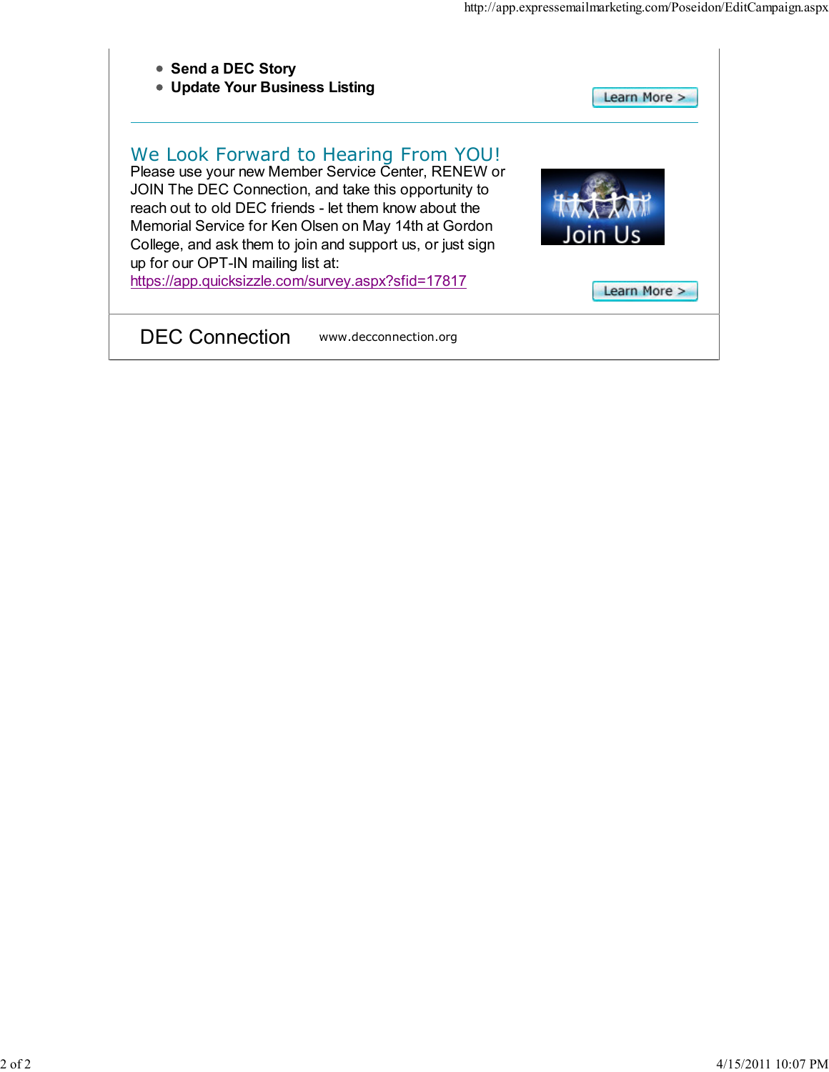- **Send a DEC Story**
- **Update Your Business Listing**

Learn More >

## We Look Forward to Hearing From YOU!

Please use your new Member Service Center, RENEW or JOIN The DEC Connection, and take this opportunity to reach out to old DEC friends - let them know about the Memorial Service for Ken Olsen on May 14th at Gordon College, and ask them to join and support us, or just sign up for our OPT-IN mailing list at: https://app.quicksizzle.com/survey.aspx?sfid=17817

Learn More >

DEC Connection www.decconnection.org